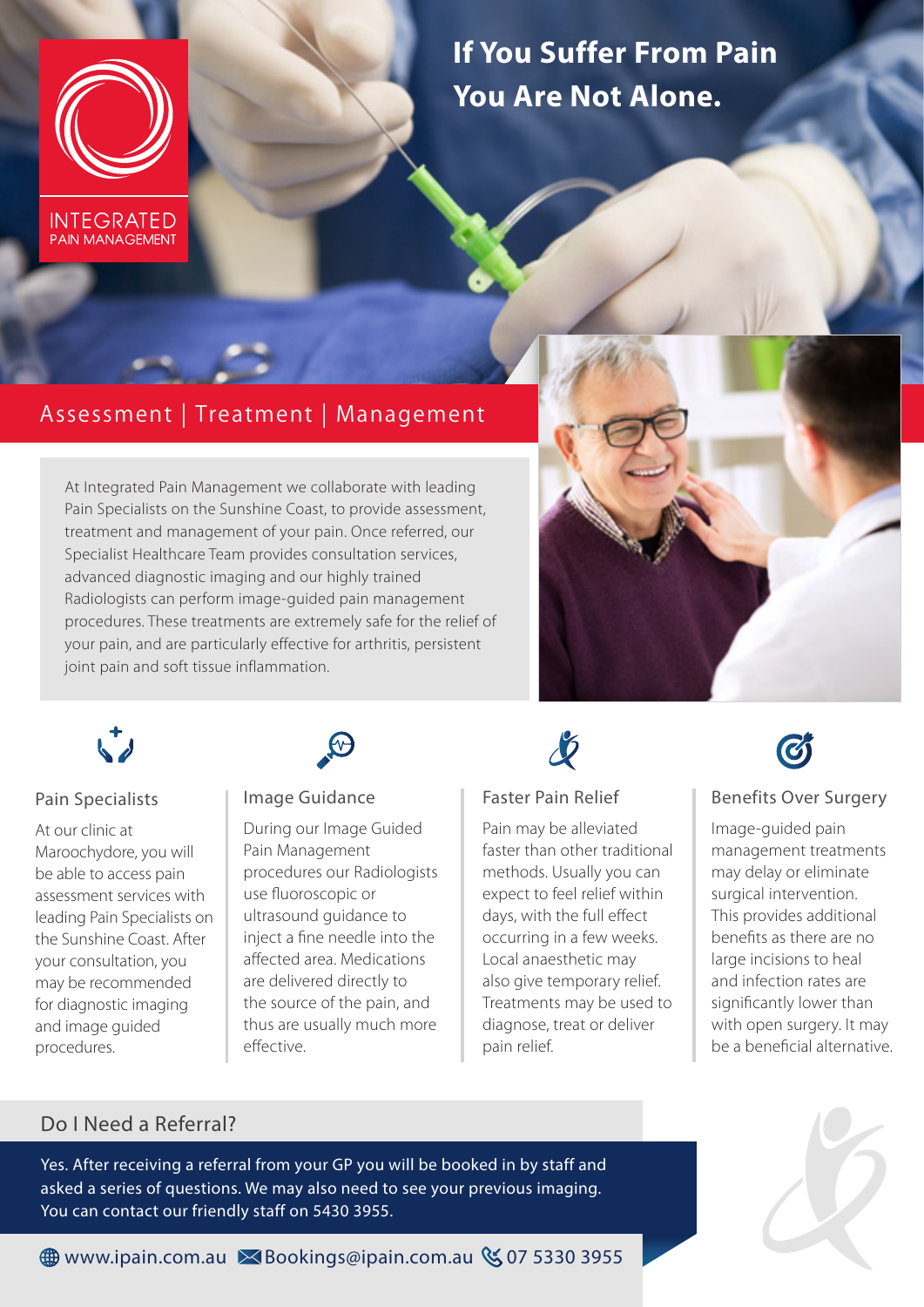INTEGRATED PAIN MANAGEMENT

# If You Suffer From Pain You Are Not Alone.

## Assessment | Treatment | Management

At Integrated Pain Management we collaborate with leading Pain Specialists on the Sunshine Coast, to provide assessment, treatment and management of your pain. Once referred, our Specialist Healthcare Team provides consultation services, advanced diagnostic imaging and our highly trained Radiologists can perform image-guided pain management procedures. These treatments are extremely safe for the relief of your pain, and are particularly effective for arthritis, persistent joint pain and soft tissue inflammation.

### Pain Specialists

At our clinic at Maroochydore, you will be able to access pain assessment services with leading Pain Specialists on the Sunshine Coast. After your consultation, you may be recommended for diagnostic imaging and image guided procedures.

### Image Guidance

During our Image Guided Pain Management procedures our Radiologists use fluoroscopic or ultrasound guidance to inject a fine needle into the affected area. Medications are delivered directly to the source of the pain, and thus are usually much more effective.

### Faster Pain Relief

Pain may be alleviated faster than other traditional methods. Usually you can expect to feel relief within days, with the full effect occurring in a few weeks. Local anaesthetic may also give temporary relief. Treatments may be used to diagnose, treat or deliver pain relief.

### Benefits Over Surgery

Image-guided pain management treatments may delay or eliminate surgical intervention. This provides additional benefits as there are no large incisions to heal and infection rates are significantly lower than with open surgery. It may be a beneficial alternative.

## Do I Need a Referral?

Yes. After receiving a referral from your GP you will be booked in by staff and asked a series of questions. We may also need to see your previous imaging. You can contact our friendly staff on 5430 3955.

www.ipain.com.au Bookings@ipain.com.au 07 5330 3955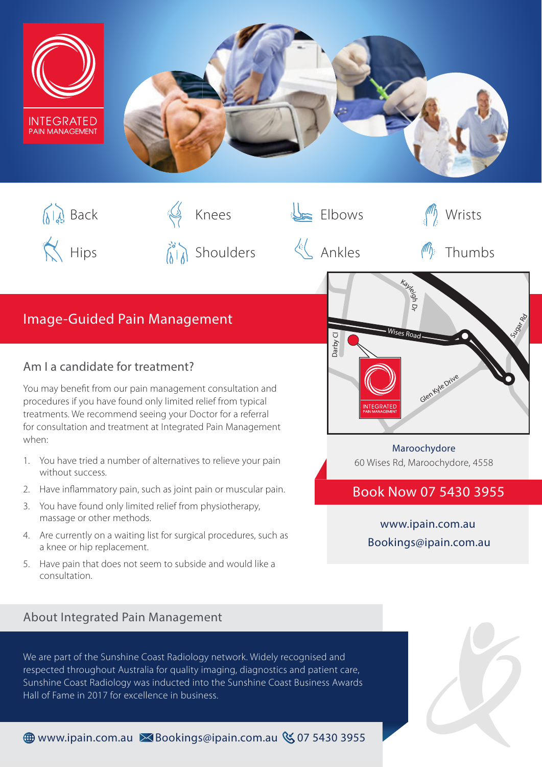INTEGRATED
PAIN MANAGEMENT

Back
Knees
Elbows
Wrists
Hips
Shoulders
Ankles
Thumbs

## Image-Guided Pain Management

### Am I a candidate for treatment?

You may benefit from our pain management consultation and procedures if you have found only limited relief from typical treatments. We recommend seeing your Doctor for a referral for consultation and treatment at Integrated Pain Management when:

1. You have tried a number of alternatives to relieve your pain without success.
2. Have inflammatory pain, such as joint pain or muscular pain.
3. You have found only limited relief from physiotherapy, massage or other methods.
4. Are currently on a waiting list for surgical procedures, such as a knee or hip replacement.
5. Have pain that does not seem to subside and would like a consultation.

Kayleigh Dr
Wises Road
Sugar Rd
Darby Cl
Glen Kyle Drive
INTEGRATED
PAIN MANAGEMENT

Maroochydore
60 Wises Rd, Maroochydore, 4558

**Book Now 07 5430 3955**

www.ipain.com.au
Bookings@ipain.com.au

### About Integrated Pain Management

We are part of the Sunshine Coast Radiology network. Widely recognised and respected throughout Australia for quality imaging, diagnostics and patient care, Sunshine Coast Radiology was inducted into the Sunshine Coast Business Awards Hall of Fame in 2017 for excellence in business.

www.ipain.com.au Bookings@ipain.com.au 07 5430 3955